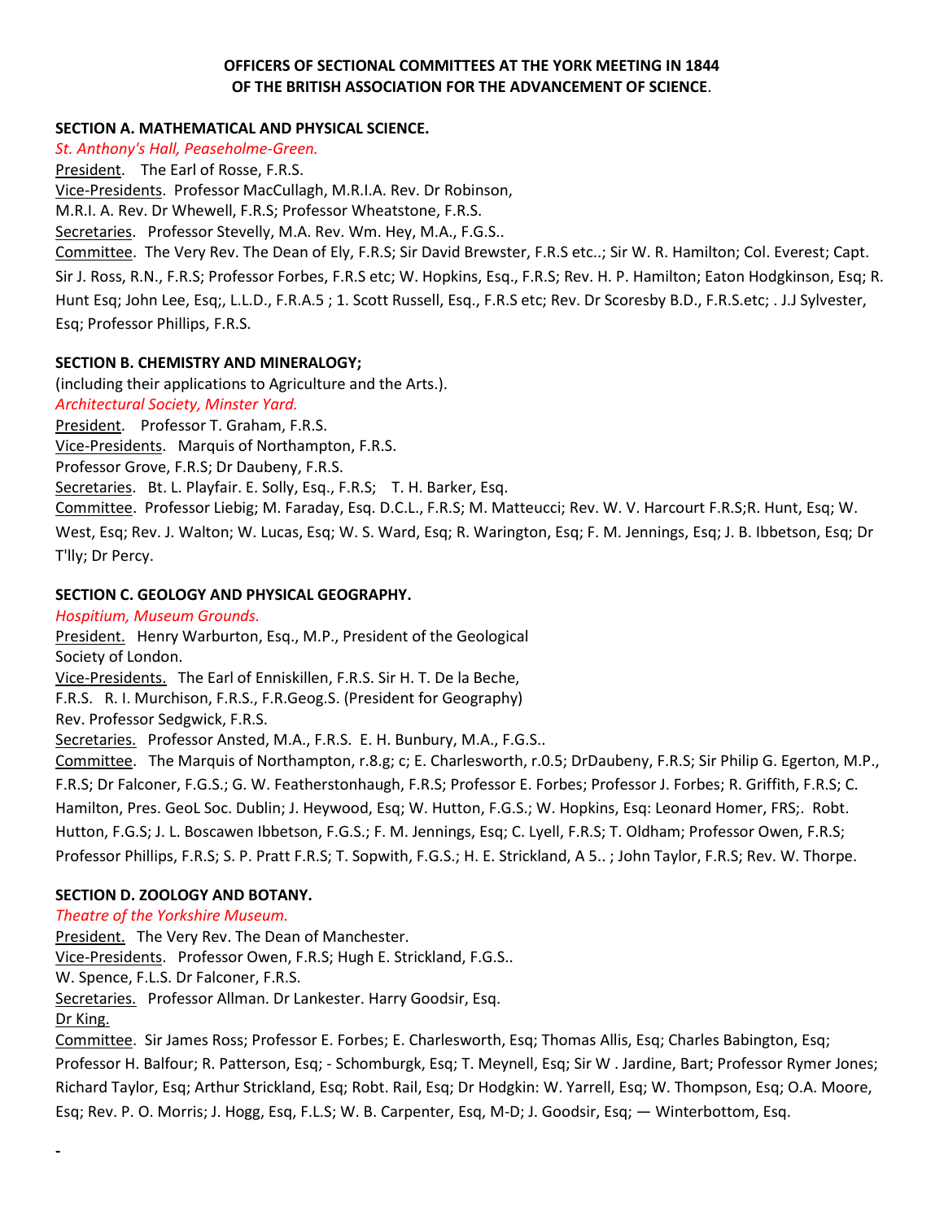**OFFICERS OF SECTIONAL COMMITTEES AT THE YORK MEETING IN 1844**
**OF THE BRITISH ASSOCIATION FOR THE ADVANCEMENT OF SCIENCE**.

**SECTION A. MATHEMATICAL AND PHYSICAL SCIENCE.**

*St. Anthony's Hall, Peaseholme-Green.*

President. The Earl of Rosse, F.R.S.

Vice-Presidents. Professor MacCullagh, M.R.I.A. Rev. Dr Robinson, M.R.I. A. Rev. Dr Whewell, F.R.S; Professor Wheatstone, F.R.S.

Secretaries. Professor Stevelly, M.A. Rev. Wm. Hey, M.A., F.G.S..

Committee. The Very Rev. The Dean of Ely, F.R.S; Sir David Brewster, F.R.S etc..; Sir W. R. Hamilton; Col. Everest; Capt. Sir J. Ross, R.N., F.R.S; Professor Forbes, F.R.S etc; W. Hopkins, Esq., F.R.S; Rev. H. P. Hamilton; Eaton Hodgkinson, Esq; R. Hunt Esq; John Lee, Esq;, L.L.D., F.R.A.5 ; 1. Scott Russell, Esq., F.R.S etc; Rev. Dr Scoresby B.D., F.R.S.etc; . J.J Sylvester, Esq; Professor Phillips, F.R.S.

**SECTION B. CHEMISTRY AND MINERALOGY;**

(including their applications to Agriculture and the Arts.).

*Architectural Society, Minster Yard.*

President. Professor T. Graham, F.R.S.

Vice-Presidents. Marquis of Northampton, F.R.S.
Professor Grove, F.R.S; Dr Daubeny, F.R.S.

Secretaries. Bt. L. Playfair. E. Solly, Esq., F.R.S; T. H. Barker, Esq.

Committee. Professor Liebig; M. Faraday, Esq. D.C.L., F.R.S; M. Matteucci; Rev. W. V. Harcourt F.R.S;R. Hunt, Esq; W. West, Esq; Rev. J. Walton; W. Lucas, Esq; W. S. Ward, Esq; R. Warington, Esq; F. M. Jennings, Esq; J. B. Ibbetson, Esq; Dr T'lly; Dr Percy.

**SECTION C. GEOLOGY AND PHYSICAL GEOGRAPHY.**

*Hospitium, Museum Grounds.*

President. Henry Warburton, Esq., M.P., President of the Geological Society of London.

Vice-Presidents. The Earl of Enniskillen, F.R.S. Sir H. T. De la Beche, F.R.S. R. I. Murchison, F.R.S., F.R.Geog.S. (President for Geography)
Rev. Professor Sedgwick, F.R.S.

Secretaries. Professor Ansted, M.A., F.R.S. E. H. Bunbury, M.A., F.G.S..

Committee. The Marquis of Northampton, r.8.g; c; E. Charlesworth, r.0.5; DrDaubeny, F.R.S; Sir Philip G. Egerton, M.P., F.R.S; Dr Falconer, F.G.S.; G. W. Featherstonhaugh, F.R.S; Professor E. Forbes; Professor J. Forbes; R. Griffith, F.R.S; C. Hamilton, Pres. GeoL Soc. Dublin; J. Heywood, Esq; W. Hutton, F.G.S.; W. Hopkins, Esq: Leonard Homer, FRS;. Robt. Hutton, F.G.S; J. L. Boscawen Ibbetson, F.G.S.; F. M. Jennings, Esq; C. Lyell, F.R.S; T. Oldham; Professor Owen, F.R.S; Professor Phillips, F.R.S; S. P. Pratt F.R.S; T. Sopwith, F.G.S.; H. E. Strickland, A 5.. ; John Taylor, F.R.S; Rev. W. Thorpe.

**SECTION D. ZOOLOGY AND BOTANY.**

*Theatre of the Yorkshire Museum.*

President. The Very Rev. The Dean of Manchester.

Vice-Presidents. Professor Owen, F.R.S; Hugh E. Strickland, F.G.S..
W. Spence, F.L.S. Dr Falconer, F.R.S.

Secretaries. Professor Allman. Dr Lankester. Harry Goodsir, Esq.
Dr King.

Committee. Sir James Ross; Professor E. Forbes; E. Charlesworth, Esq; Thomas Allis, Esq; Charles Babington, Esq; Professor H. Balfour; R. Patterson, Esq; - Schomburgk, Esq; T. Meynell, Esq; Sir W . Jardine, Bart; Professor Rymer Jones; Richard Taylor, Esq; Arthur Strickland, Esq; Robt. Rail, Esq; Dr Hodgkin: W. Yarrell, Esq; W. Thompson, Esq; O.A. Moore, Esq; Rev. P. O. Morris; J. Hogg, Esq, F.L.S; W. B. Carpenter, Esq, M-D; J. Goodsir, Esq; — Winterbottom, Esq.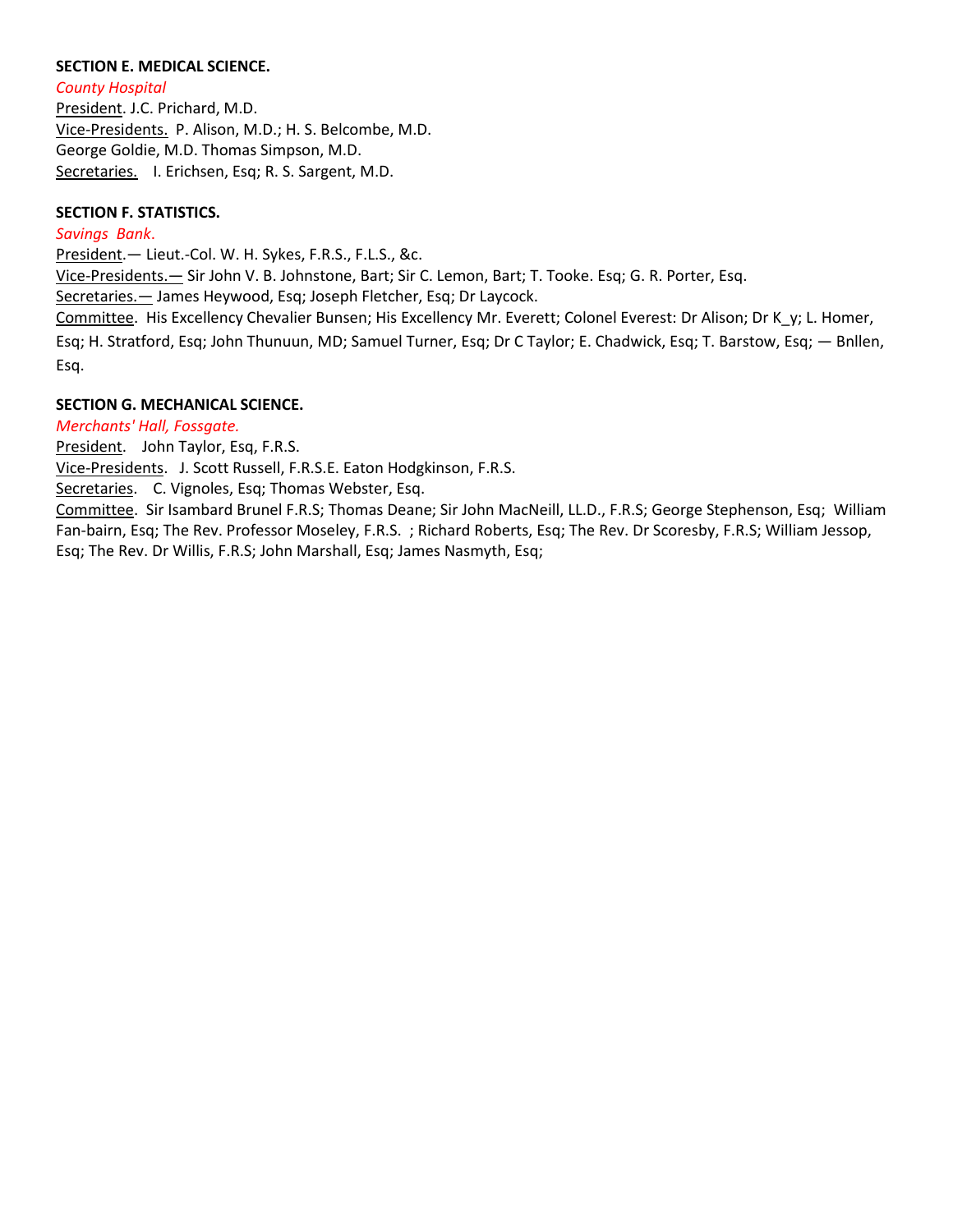**SECTION E. MEDICAL SCIENCE.**

*County Hospital*

President. J.C. Prichard, M.D.

Vice-Presidents. P. Alison, M.D.; H. S. Belcombe, M.D.
George Goldie, M.D. Thomas Simpson, M.D.

Secretaries. I. Erichsen, Esq; R. S. Sargent, M.D.

**SECTION F. STATISTICS.**

*Savings Bank.*

President.— Lieut.-Col. W. H. Sykes, F.R.S., F.L.S., &c.

Vice-Presidents.— Sir John V. B. Johnstone, Bart; Sir C. Lemon, Bart; T. Tooke. Esq; G. R. Porter, Esq.

Secretaries.— James Heywood, Esq; Joseph Fletcher, Esq; Dr Laycock.

Committee. His Excellency Chevalier Bunsen; His Excellency Mr. Everett; Colonel Everest: Dr Alison; Dr K_y; L. Homer, Esq; H. Stratford, Esq; John Thunuun, MD; Samuel Turner, Esq; Dr C Taylor; E. Chadwick, Esq; T. Barstow, Esq; — Bnllen, Esq.

**SECTION G. MECHANICAL SCIENCE.**

*Merchants' Hall, Fossgate.*

President. John Taylor, Esq, F.R.S.

Vice-Presidents. J. Scott Russell, F.R.S.E. Eaton Hodgkinson, F.R.S.

Secretaries. C. Vignoles, Esq; Thomas Webster, Esq.

Committee. Sir Isambard Brunel F.R.S; Thomas Deane; Sir John MacNeill, LL.D., F.R.S; George Stephenson, Esq; William Fan-bairn, Esq; The Rev. Professor Moseley, F.R.S. ; Richard Roberts, Esq; The Rev. Dr Scoresby, F.R.S; William Jessop, Esq; The Rev. Dr Willis, F.R.S; John Marshall, Esq; James Nasmyth, Esq;